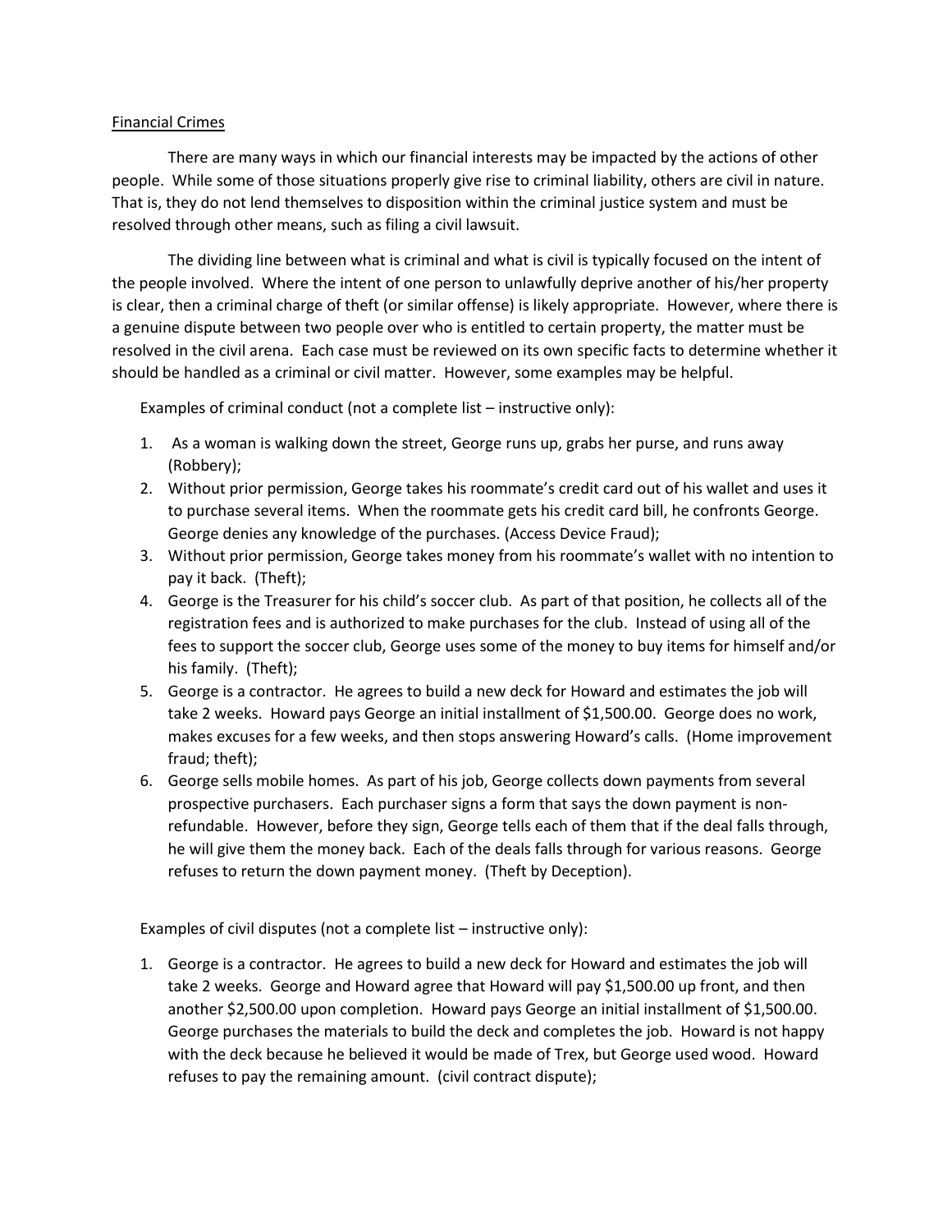<u>Financial Crimes</u>

There are many ways in which our financial interests may be impacted by the actions of other people. While some of those situations properly give rise to criminal liability, others are civil in nature. That is, they do not lend themselves to disposition within the criminal justice system and must be resolved through other means, such as filing a civil lawsuit.

The dividing line between what is criminal and what is civil is typically focused on the intent of the people involved. Where the intent of one person to unlawfully deprive another of his/her property is clear, then a criminal charge of theft (or similar offense) is likely appropriate. However, where there is a genuine dispute between two people over who is entitled to certain property, the matter must be resolved in the civil arena. Each case must be reviewed on its own specific facts to determine whether it should be handled as a criminal or civil matter. However, some examples may be helpful.

Examples of criminal conduct (not a complete list – instructive only):

1. As a woman is walking down the street, George runs up, grabs her purse, and runs away (Robbery);
2. Without prior permission, George takes his roommate's credit card out of his wallet and uses it to purchase several items. When the roommate gets his credit card bill, he confronts George. George denies any knowledge of the purchases. (Access Device Fraud);
3. Without prior permission, George takes money from his roommate's wallet with no intention to pay it back. (Theft);
4. George is the Treasurer for his child's soccer club. As part of that position, he collects all of the registration fees and is authorized to make purchases for the club. Instead of using all of the fees to support the soccer club, George uses some of the money to buy items for himself and/or his family. (Theft);
5. George is a contractor. He agrees to build a new deck for Howard and estimates the job will take 2 weeks. Howard pays George an initial installment of $1,500.00. George does no work, makes excuses for a few weeks, and then stops answering Howard's calls. (Home improvement fraud; theft);
6. George sells mobile homes. As part of his job, George collects down payments from several prospective purchasers. Each purchaser signs a form that says the down payment is non-refundable. However, before they sign, George tells each of them that if the deal falls through, he will give them the money back. Each of the deals falls through for various reasons. George refuses to return the down payment money. (Theft by Deception).

Examples of civil disputes (not a complete list – instructive only):

1. George is a contractor. He agrees to build a new deck for Howard and estimates the job will take 2 weeks. George and Howard agree that Howard will pay $1,500.00 up front, and then another $2,500.00 upon completion. Howard pays George an initial installment of $1,500.00. George purchases the materials to build the deck and completes the job. Howard is not happy with the deck because he believed it would be made of Trex, but George used wood. Howard refuses to pay the remaining amount. (civil contract dispute);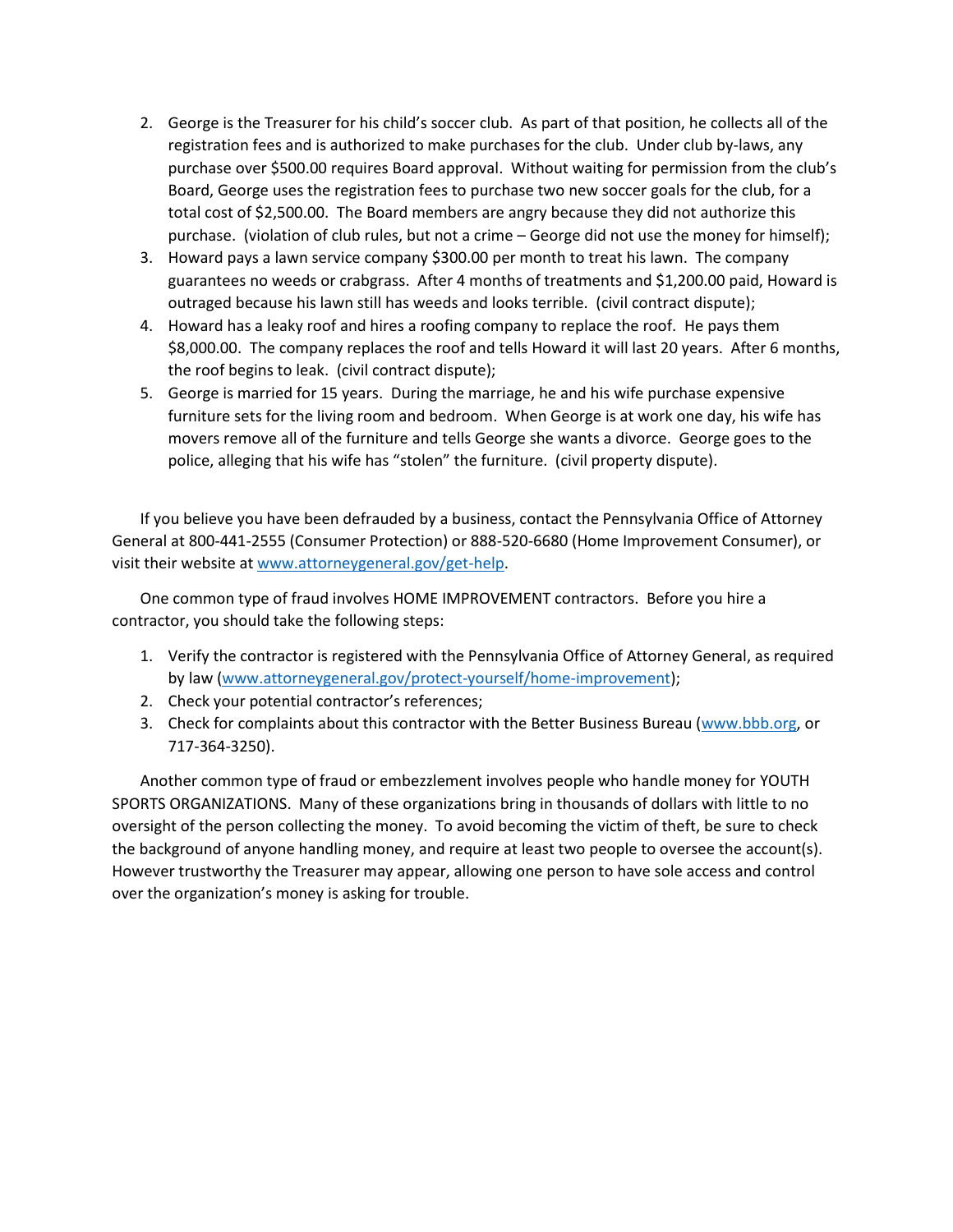2. George is the Treasurer for his child's soccer club. As part of that position, he collects all of the registration fees and is authorized to make purchases for the club. Under club by-laws, any purchase over $500.00 requires Board approval. Without waiting for permission from the club's Board, George uses the registration fees to purchase two new soccer goals for the club, for a total cost of $2,500.00. The Board members are angry because they did not authorize this purchase. (violation of club rules, but not a crime – George did not use the money for himself);
3. Howard pays a lawn service company $300.00 per month to treat his lawn. The company guarantees no weeds or crabgrass. After 4 months of treatments and $1,200.00 paid, Howard is outraged because his lawn still has weeds and looks terrible. (civil contract dispute);
4. Howard has a leaky roof and hires a roofing company to replace the roof. He pays them $8,000.00. The company replaces the roof and tells Howard it will last 20 years. After 6 months, the roof begins to leak. (civil contract dispute);
5. George is married for 15 years. During the marriage, he and his wife purchase expensive furniture sets for the living room and bedroom. When George is at work one day, his wife has movers remove all of the furniture and tells George she wants a divorce. George goes to the police, alleging that his wife has "stolen" the furniture. (civil property dispute).

If you believe you have been defrauded by a business, contact the Pennsylvania Office of Attorney General at 800-441-2555 (Consumer Protection) or 888-520-6680 (Home Improvement Consumer), or visit their website at www.attorneygeneral.gov/get-help.

One common type of fraud involves HOME IMPROVEMENT contractors. Before you hire a contractor, you should take the following steps:

1. Verify the contractor is registered with the Pennsylvania Office of Attorney General, as required by law (www.attorneygeneral.gov/protect-yourself/home-improvement);
2. Check your potential contractor's references;
3. Check for complaints about this contractor with the Better Business Bureau (www.bbb.org, or 717-364-3250).

Another common type of fraud or embezzlement involves people who handle money for YOUTH SPORTS ORGANIZATIONS. Many of these organizations bring in thousands of dollars with little to no oversight of the person collecting the money. To avoid becoming the victim of theft, be sure to check the background of anyone handling money, and require at least two people to oversee the account(s). However trustworthy the Treasurer may appear, allowing one person to have sole access and control over the organization's money is asking for trouble.